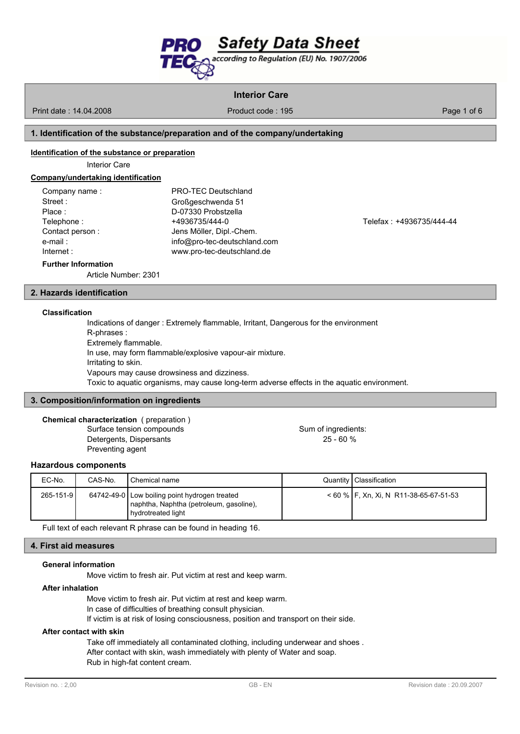# Safety Data Sheet

according to Regulation (EU) No. 1907/2006

**Interior Care**

Print date : 14.04.2008 | Product code : 195

## 1. Identification of the substance/preparation and of the company/undertaking

**Identification of the substance or preparation**

Interior Care

**Company/undertaking identification**

Company name : PRO-TEC Deutschland
Street : Großgeschwenda 51
Place : D-07330 Probstzella
Telephone : +4936735/444-0 Telefax : +4936735/444-44
Contact person : Jens Möller, Dipl.-Chem.
e-mail : info@pro-tec-deutschland.com
Internet : www.pro-tec-deutschland.de

**Further Information**

Article Number: 2301

## 2. Hazards identification

**Classification**

Indications of danger : Extremely flammable, Irritant, Dangerous for the environment
R-phrases :
Extremely flammable.
In use, may form flammable/explosive vapour-air mixture.
Irritating to skin.
Vapours may cause drowsiness and dizziness.
Toxic to aquatic organisms, may cause long-term adverse effects in the aquatic environment.

## 3. Composition/information on ingredients

**Chemical characterization** ( preparation )

Surface tension compounds
Detergents, Dispersants
Preventing agent

Sum of ingredients: 25 - 60 %

### Hazardous components

| EC-No. | CAS-No. | Chemical name | Quantity | Classification |
|---|---|---|---|---|
| 265-151-9 | 64742-49-0 | Low boiling point hydrogen treated naphtha, Naphtha (petroleum, gasoline), hydrotreated light | < 60 % | F, Xn, Xi, N R11-38-65-67-51-53 |

Full text of each relevant R phrase can be found in heading 16.

## 4. First aid measures

**General information**

Move victim to fresh air. Put victim at rest and keep warm.

**After inhalation**

Move victim to fresh air. Put victim at rest and keep warm.
In case of difficulties of breathing consult physician.
If victim is at risk of losing consciousness, position and transport on their side.

**After contact with skin**

Take off immediately all contaminated clothing, including underwear and shoes .
After contact with skin, wash immediately with plenty of Water and soap.
Rub in high-fat content cream.

Revision no. : 2,00 | GB - EN | Revision date : 20.09.2007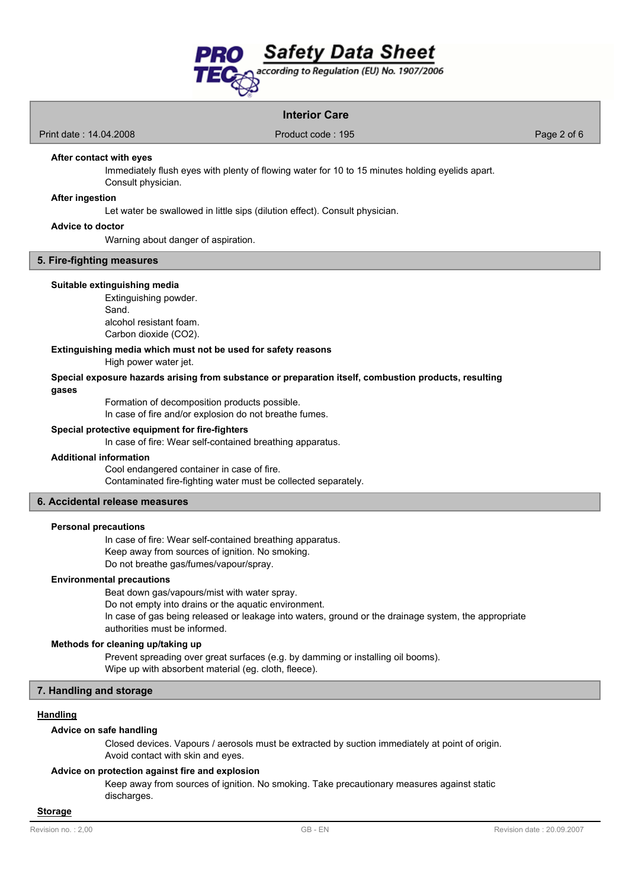**After contact with eyes**

Immediately flush eyes with plenty of flowing water for 10 to 15 minutes holding eyelids apart.
Consult physician.

**After ingestion**

Let water be swallowed in little sips (dilution effect). Consult physician.

**Advice to doctor**

Warning about danger of aspiration.

## 5. Fire-fighting measures

**Suitable extinguishing media**

Extinguishing powder.
Sand.
alcohol resistant foam.
Carbon dioxide ($CO_2$).

**Extinguishing media which must not be used for safety reasons**

High power water jet.

**Special exposure hazards arising from substance or preparation itself, combustion products, resulting gases**

Formation of decomposition products possible.
In case of fire and/or explosion do not breathe fumes.

**Special protective equipment for fire-fighters**

In case of fire: Wear self-contained breathing apparatus.

**Additional information**

Cool endangered container in case of fire.
Contaminated fire-fighting water must be collected separately.

## 6. Accidental release measures

**Personal precautions**

In case of fire: Wear self-contained breathing apparatus.
Keep away from sources of ignition. No smoking.
Do not breathe gas/fumes/vapour/spray.

**Environmental precautions**

Beat down gas/vapours/mist with water spray.
Do not empty into drains or the aquatic environment.
In case of gas being released or leakage into waters, ground or the drainage system, the appropriate authorities must be informed.

**Methods for cleaning up/taking up**

Prevent spreading over great surfaces (e.g. by damming or installing oil booms).
Wipe up with absorbent material (eg. cloth, fleece).

## 7. Handling and storage

### Handling

**Advice on safe handling**

Closed devices. Vapours / aerosols must be extracted by suction immediately at point of origin.
Avoid contact with skin and eyes.

**Advice on protection against fire and explosion**

Keep away from sources of ignition. No smoking. Take precautionary measures against static discharges.

### Storage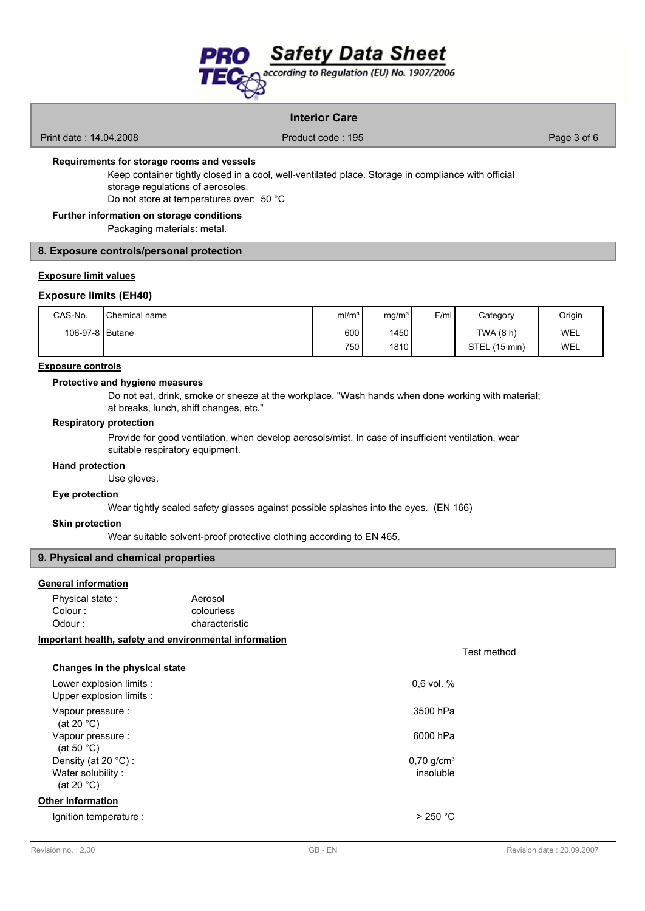**Requirements for storage rooms and vessels**

Keep container tightly closed in a cool, well-ventilated place. Storage in compliance with official storage regulations of aerosoles.
Do not store at temperatures over: 50 °C

**Further information on storage conditions**

Packaging materials: metal.

## 8. Exposure controls/personal protection

**Exposure limit values**

### Exposure limits (EH40)

| CAS-No. | Chemical name | ml/m³ | mg/m³ | F/ml | Category | Origin |
|---|---|---|---|---|---|---|
| 106-97-8 | Butane | 600 | 1450 | | TWA (8 h) | WEL |
| | | 750 | 1810 | | STEL (15 min) | WEL |

**Exposure controls**

**Protective and hygiene measures**

Do not eat, drink, smoke or sneeze at the workplace. "Wash hands when done working with material; at breaks, lunch, shift changes, etc."

**Respiratory protection**

Provide for good ventilation, when develop aerosols/mist. In case of insufficient ventilation, wear suitable respiratory equipment.

**Hand protection**

Use gloves.

**Eye protection**

Wear tightly sealed safety glasses against possible splashes into the eyes. (EN 166)

**Skin protection**

Wear suitable solvent-proof protective clothing according to EN 465.

## 9. Physical and chemical properties

**General information**

Physical state : Aerosol
Colour : colourless
Odour : characteristic

**Important health, safety and environmental information**

| | | Test method |
|---|---|---|
| **Changes in the physical state** | | |
| Lower explosion limits : | 0,6 vol. % | |
| Upper explosion limits : | | |
| Vapour pressure : (at 20 °C) | 3500 hPa | |
| Vapour pressure : (at 50 °C) | 6000 hPa | |
| Density (at 20 °C) : | 0,70 g/cm³ | |
| Water solubility : (at 20 °C) | insoluble | |

**Other information**

Ignition temperature : > 250 °C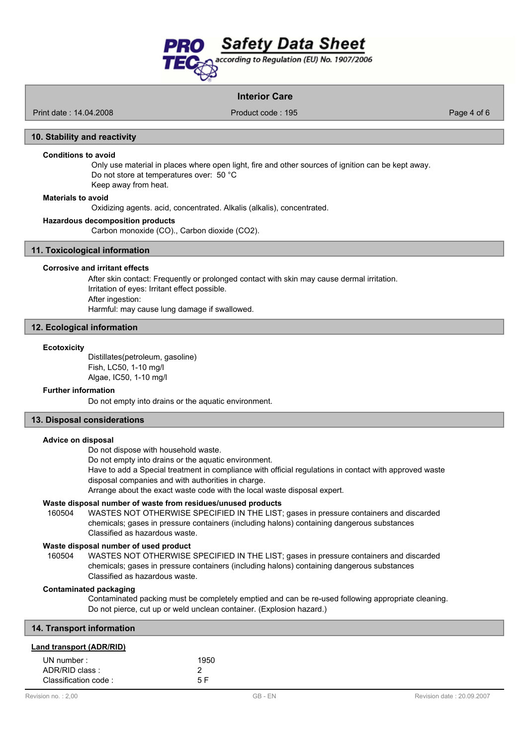## 10. Stability and reactivity

**Conditions to avoid**

Only use material in places where open light, fire and other sources of ignition can be kept away.
Do not store at temperatures over: 50 °C
Keep away from heat.

**Materials to avoid**

Oxidizing agents. acid, concentrated. Alkalis (alkalis), concentrated.

**Hazardous decomposition products**

Carbon monoxide (CO)., Carbon dioxide ($CO_2$).

## 11. Toxicological information

**Corrosive and irritant effects**

After skin contact: Frequently or prolonged contact with skin may cause dermal irritation.
Irritation of eyes: Irritant effect possible.
After ingestion:
Harmful: may cause lung damage if swallowed.

## 12. Ecological information

**Ecotoxicity**

Distillates(petroleum, gasoline)
Fish, LC50, 1-10 mg/l
Algae, IC50, 1-10 mg/l

**Further information**

Do not empty into drains or the aquatic environment.

## 13. Disposal considerations

**Advice on disposal**

Do not dispose with household waste.
Do not empty into drains or the aquatic environment.
Have to add a Special treatment in compliance with official regulations in contact with approved waste disposal companies and with authorities in charge.
Arrange about the exact waste code with the local waste disposal expert.

**Waste disposal number of waste from residues/unused products**

160504 WASTES NOT OTHERWISE SPECIFIED IN THE LIST; gases in pressure containers and discarded chemicals; gases in pressure containers (including halons) containing dangerous substances
Classified as hazardous waste.

**Waste disposal number of used product**

160504 WASTES NOT OTHERWISE SPECIFIED IN THE LIST; gases in pressure containers and discarded chemicals; gases in pressure containers (including halons) containing dangerous substances
Classified as hazardous waste.

**Contaminated packaging**

Contaminated packing must be completely emptied and can be re-used following appropriate cleaning.
Do not pierce, cut up or weld unclean container. (Explosion hazard.)

## 14. Transport information

**Land transport (ADR/RID)**

| | |
|---|---|
| UN number : | 1950 |
| ADR/RID class : | 2 |
| Classification code : | 5 F |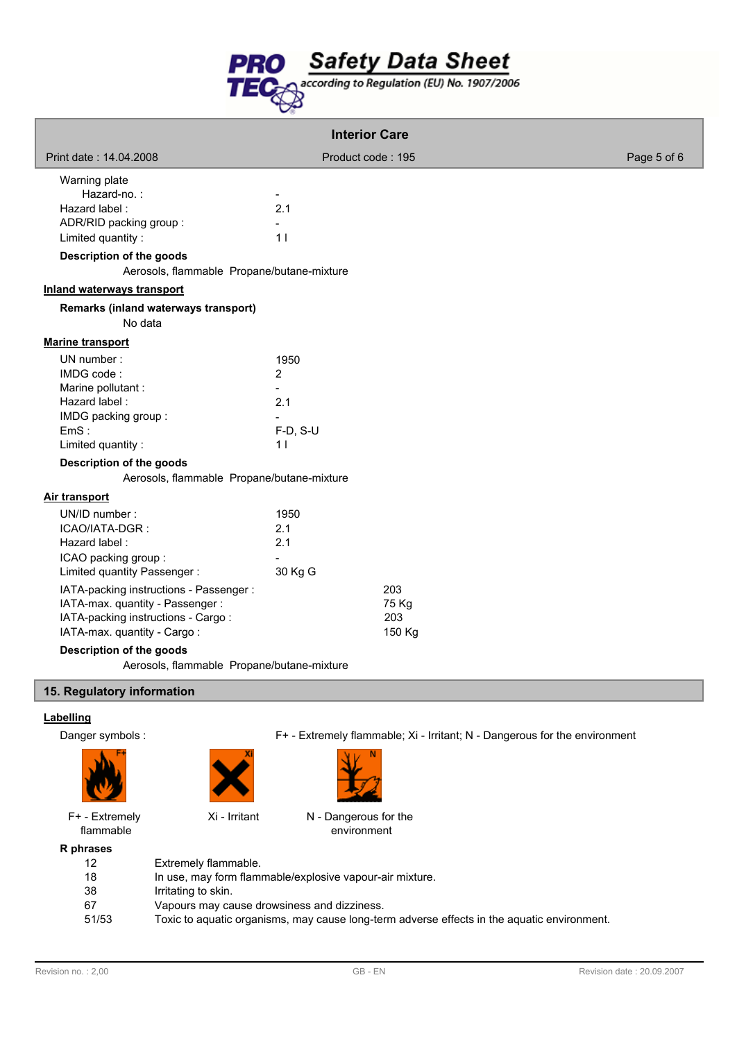Warning plate

| | |
|---|---|
| Hazard-no. : | - |
| Hazard label : | 2.1 |
| ADR/RID packing group : | - |
| Limited quantity : | 1 l |

**Description of the goods**

Aerosols, flammable Propane/butane-mixture

**Inland waterways transport**

**Remarks (inland waterways transport)**

No data

**Marine transport**

| | |
|---|---|
| UN number : | 1950 |
| IMDG code : | 2 |
| Marine pollutant : | - |
| Hazard label : | 2.1 |
| IMDG packing group : | - |
| EmS : | F-D, S-U |
| Limited quantity : | 1 l |

**Description of the goods**

Aerosols, flammable Propane/butane-mixture

**Air transport**

| | |
|---|---|
| UN/ID number : | 1950 |
| ICAO/IATA-DGR : | 2.1 |
| Hazard label : | 2.1 |
| ICAO packing group : | - |
| Limited quantity Passenger : | 30 Kg G |
| IATA-packing instructions - Passenger : | 203 |
| IATA-max. quantity - Passenger : | 75 Kg |
| IATA-packing instructions - Cargo : | 203 |
| IATA-max. quantity - Cargo : | 150 Kg |

**Description of the goods**

Aerosols, flammable Propane/butane-mixture

## 15. Regulatory information

**Labelling**

Danger symbols : F+ - Extremely flammable; Xi - Irritant; N - Dangerous for the environment

F+ - Extremely flammable

Xi - Irritant

N - Dangerous for the environment

**R phrases**

| | |
|---|---|
| 12 | Extremely flammable. |
| 18 | In use, may form flammable/explosive vapour-air mixture. |
| 38 | Irritating to skin. |
| 67 | Vapours may cause drowsiness and dizziness. |
| 51/53 | Toxic to aquatic organisms, may cause long-term adverse effects in the aquatic environment. |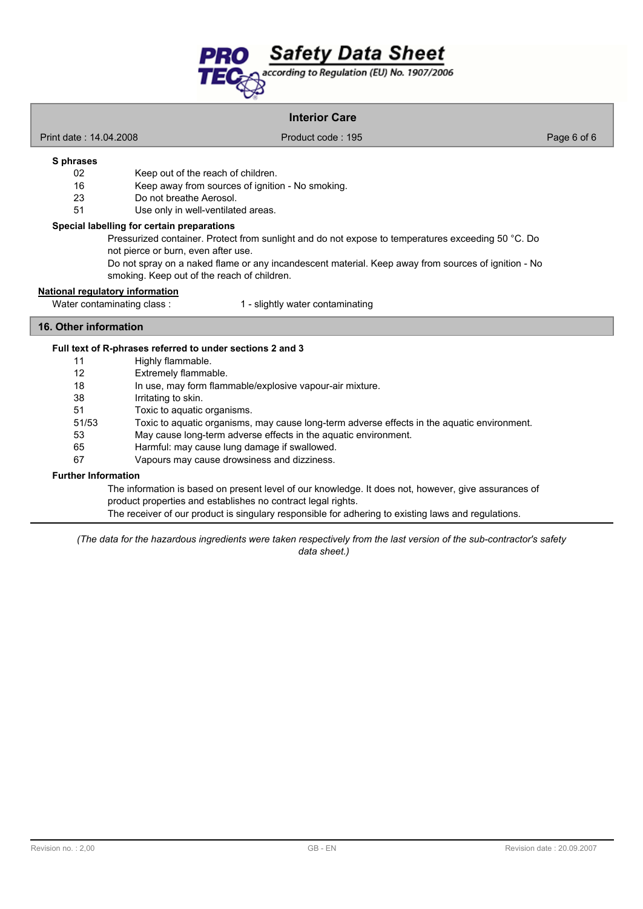**S phrases**

| | |
|---|---|
| 02 | Keep out of the reach of children. |
| 16 | Keep away from sources of ignition - No smoking. |
| 23 | Do not breathe Aerosol. |
| 51 | Use only in well-ventilated areas. |

**Special labelling for certain preparations**

Pressurized container. Protect from sunlight and do not expose to temperatures exceeding 50 °C. Do not pierce or burn, even after use.
Do not spray on a naked flame or any incandescent material. Keep away from sources of ignition - No smoking. Keep out of the reach of children.

**National regulatory information**

Water contaminating class : 1 - slightly water contaminating

## 16. Other information

**Full text of R-phrases referred to under sections 2 and 3**

| | |
|---|---|
| 11 | Highly flammable. |
| 12 | Extremely flammable. |
| 18 | In use, may form flammable/explosive vapour-air mixture. |
| 38 | Irritating to skin. |
| 51 | Toxic to aquatic organisms. |
| 51/53 | Toxic to aquatic organisms, may cause long-term adverse effects in the aquatic environment. |
| 53 | May cause long-term adverse effects in the aquatic environment. |
| 65 | Harmful: may cause lung damage if swallowed. |
| 67 | Vapours may cause drowsiness and dizziness. |

**Further Information**

The information is based on present level of our knowledge. It does not, however, give assurances of product properties and establishes no contract legal rights.
The receiver of our product is singulary responsible for adhering to existing laws and regulations.

---

*(The data for the hazardous ingredients were taken respectively from the last version of the sub-contractor's safety data sheet.)*